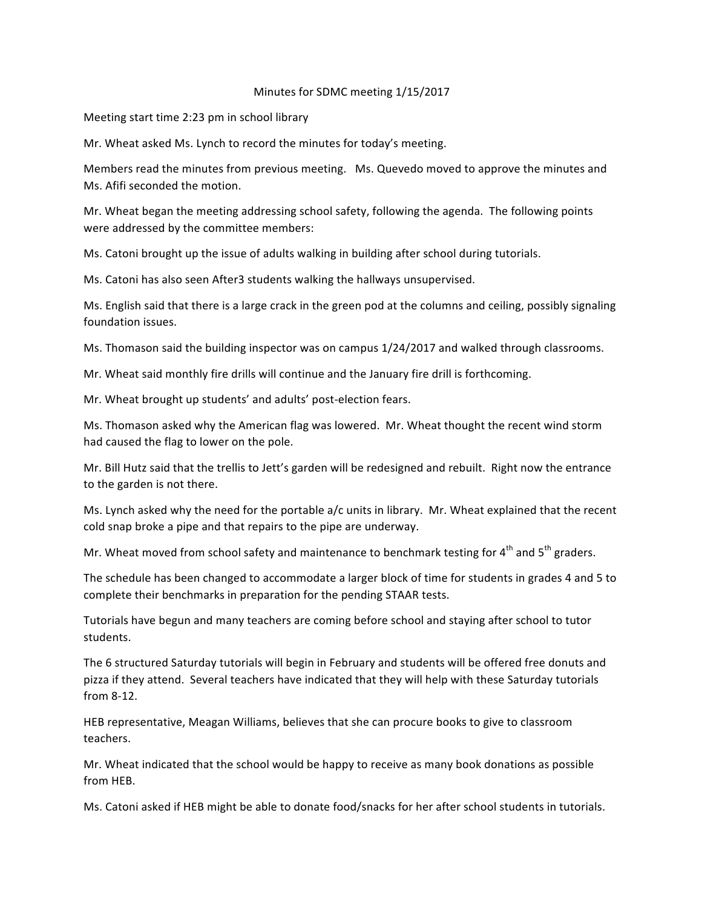# Minutes for SDMC meeting 1/15/2017

Meeting start time 2:23 pm in school library

Mr. Wheat asked Ms. Lynch to record the minutes for today's meeting.

Members read the minutes from previous meeting. Ms. Quevedo moved to approve the minutes and Ms. Afifi seconded the motion.

Mr. Wheat began the meeting addressing school safety, following the agenda. The following points were addressed by the committee members:

Ms. Catoni brought up the issue of adults walking in building after school during tutorials.

Ms. Catoni has also seen After3 students walking the hallways unsupervised.

Ms. English said that there is a large crack in the green pod at the columns and ceiling, possibly signaling foundation issues.

Ms. Thomason said the building inspector was on campus 1/24/2017 and walked through classrooms.

Mr. Wheat said monthly fire drills will continue and the January fire drill is forthcoming.

Mr. Wheat brought up students' and adults' post-election fears.

Ms. Thomason asked why the American flag was lowered. Mr. Wheat thought the recent wind storm had caused the flag to lower on the pole.

Mr. Bill Hutz said that the trellis to Jett's garden will be redesigned and rebuilt. Right now the entrance to the garden is not there.

Ms. Lynch asked why the need for the portable a/c units in library. Mr. Wheat explained that the recent cold snap broke a pipe and that repairs to the pipe are underway.

Mr. Wheat moved from school safety and maintenance to benchmark testing for 4th and 5th graders.

The schedule has been changed to accommodate a larger block of time for students in grades 4 and 5 to complete their benchmarks in preparation for the pending STAAR tests.

Tutorials have begun and many teachers are coming before school and staying after school to tutor students.

The 6 structured Saturday tutorials will begin in February and students will be offered free donuts and pizza if they attend. Several teachers have indicated that they will help with these Saturday tutorials from 8-12.

HEB representative, Meagan Williams, believes that she can procure books to give to classroom teachers.

Mr. Wheat indicated that the school would be happy to receive as many book donations as possible from HEB.

Ms. Catoni asked if HEB might be able to donate food/snacks for her after school students in tutorials.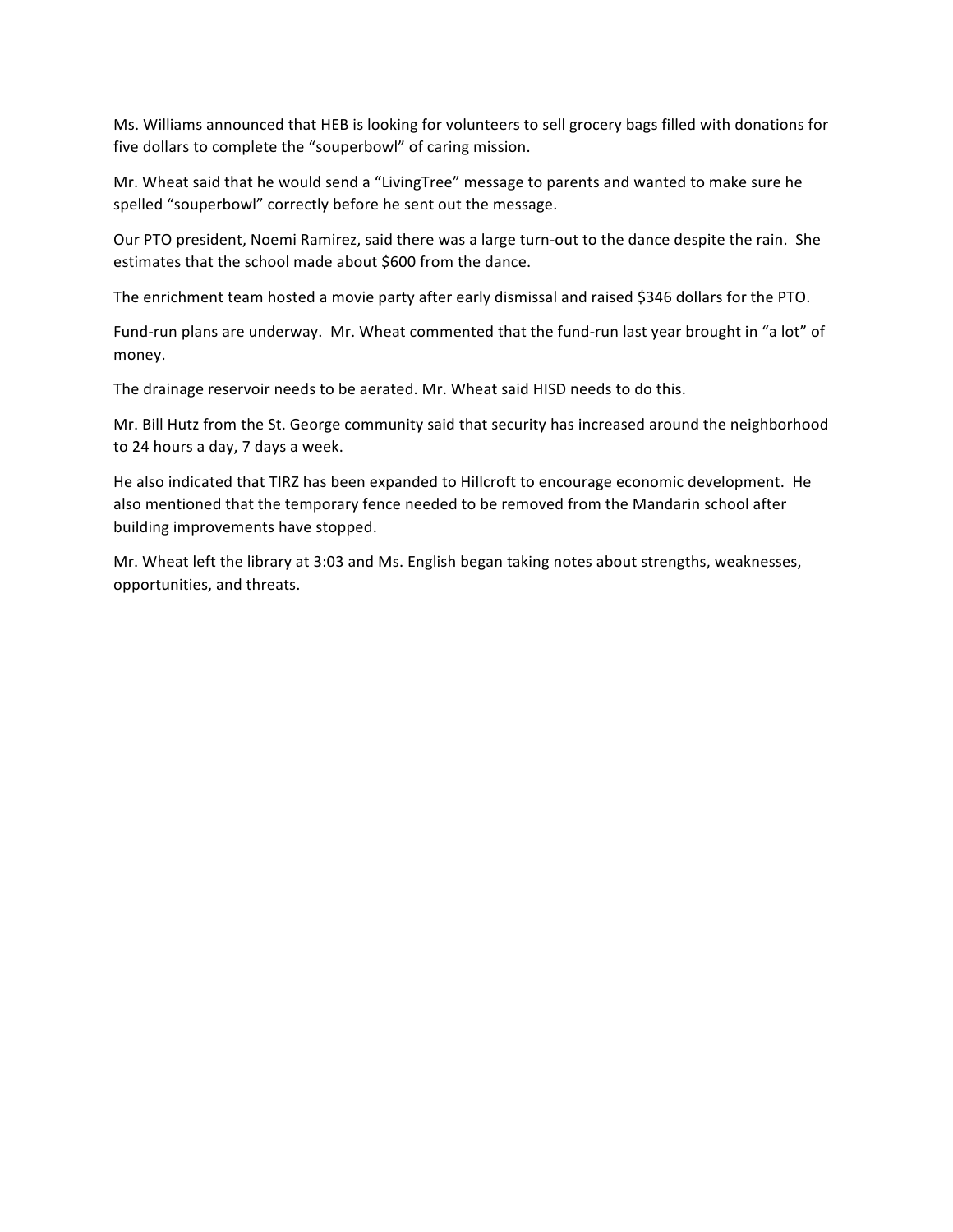Ms. Williams announced that HEB is looking for volunteers to sell grocery bags filled with donations for five dollars to complete the "souperbowl" of caring mission.

Mr. Wheat said that he would send a "LivingTree" message to parents and wanted to make sure he spelled "souperbowl" correctly before he sent out the message.

Our PTO president, Noemi Ramirez, said there was a large turn-out to the dance despite the rain. She estimates that the school made about $600 from the dance.

The enrichment team hosted a movie party after early dismissal and raised $346 dollars for the PTO.

Fund-run plans are underway. Mr. Wheat commented that the fund-run last year brought in "a lot" of money.

The drainage reservoir needs to be aerated. Mr. Wheat said HISD needs to do this.

Mr. Bill Hutz from the St. George community said that security has increased around the neighborhood to 24 hours a day, 7 days a week.

He also indicated that TIRZ has been expanded to Hillcroft to encourage economic development. He also mentioned that the temporary fence needed to be removed from the Mandarin school after building improvements have stopped.

Mr. Wheat left the library at 3:03 and Ms. English began taking notes about strengths, weaknesses, opportunities, and threats.